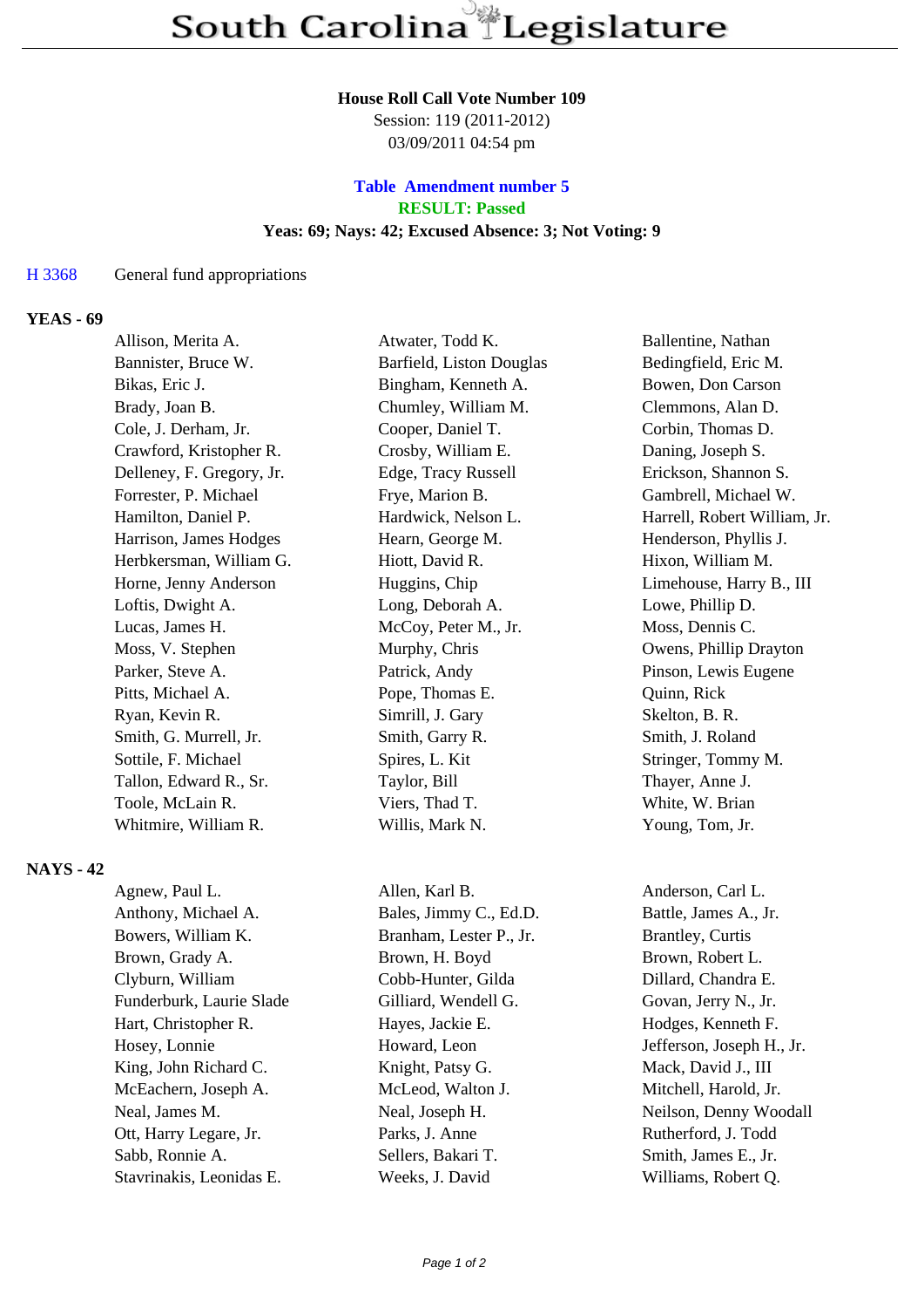# South Carolina Legislature

**House Roll Call Vote Number 109**
Session: 119 (2011-2012)
03/09/2011 04:54 pm

**Table Amendment number 5**
**RESULT: Passed**
**Yeas: 69; Nays: 42; Excused Absence: 3; Not Voting: 9**

H 3368 General fund appropriations

## YEAS - 69

| | | |
|---|---|---|
| Allison, Merita A. | Atwater, Todd K. | Ballentine, Nathan |
| Bannister, Bruce W. | Barfield, Liston Douglas | Bedingfield, Eric M. |
| Bikas, Eric J. | Bingham, Kenneth A. | Bowen, Don Carson |
| Brady, Joan B. | Chumley, William M. | Clemmons, Alan D. |
| Cole, J. Derham, Jr. | Cooper, Daniel T. | Corbin, Thomas D. |
| Crawford, Kristopher R. | Crosby, William E. | Daning, Joseph S. |
| Delleney, F. Gregory, Jr. | Edge, Tracy Russell | Erickson, Shannon S. |
| Forrester, P. Michael | Frye, Marion B. | Gambrell, Michael W. |
| Hamilton, Daniel P. | Hardwick, Nelson L. | Harrell, Robert William, Jr. |
| Harrison, James Hodges | Hearn, George M. | Henderson, Phyllis J. |
| Herbkersman, William G. | Hiott, David R. | Hixon, William M. |
| Horne, Jenny Anderson | Huggins, Chip | Limehouse, Harry B., III |
| Loftis, Dwight A. | Long, Deborah A. | Lowe, Phillip D. |
| Lucas, James H. | McCoy, Peter M., Jr. | Moss, Dennis C. |
| Moss, V. Stephen | Murphy, Chris | Owens, Phillip Drayton |
| Parker, Steve A. | Patrick, Andy | Pinson, Lewis Eugene |
| Pitts, Michael A. | Pope, Thomas E. | Quinn, Rick |
| Ryan, Kevin R. | Simrill, J. Gary | Skelton, B. R. |
| Smith, G. Murrell, Jr. | Smith, Garry R. | Smith, J. Roland |
| Sottile, F. Michael | Spires, L. Kit | Stringer, Tommy M. |
| Tallon, Edward R., Sr. | Taylor, Bill | Thayer, Anne J. |
| Toole, McLain R. | Viers, Thad T. | White, W. Brian |
| Whitmire, William R. | Willis, Mark N. | Young, Tom, Jr. |

## NAYS - 42

| | | |
|---|---|---|
| Agnew, Paul L. | Allen, Karl B. | Anderson, Carl L. |
| Anthony, Michael A. | Bales, Jimmy C., Ed.D. | Battle, James A., Jr. |
| Bowers, William K. | Branham, Lester P., Jr. | Brantley, Curtis |
| Brown, Grady A. | Brown, H. Boyd | Brown, Robert L. |
| Clyburn, William | Cobb-Hunter, Gilda | Dillard, Chandra E. |
| Funderburk, Laurie Slade | Gilliard, Wendell G. | Govan, Jerry N., Jr. |
| Hart, Christopher R. | Hayes, Jackie E. | Hodges, Kenneth F. |
| Hosey, Lonnie | Howard, Leon | Jefferson, Joseph H., Jr. |
| King, John Richard C. | Knight, Patsy G. | Mack, David J., III |
| McEachern, Joseph A. | McLeod, Walton J. | Mitchell, Harold, Jr. |
| Neal, James M. | Neal, Joseph H. | Neilson, Denny Woodall |
| Ott, Harry Legare, Jr. | Parks, J. Anne | Rutherford, J. Todd |
| Sabb, Ronnie A. | Sellers, Bakari T. | Smith, James E., Jr. |
| Stavrinakis, Leonidas E. | Weeks, J. David | Williams, Robert Q. |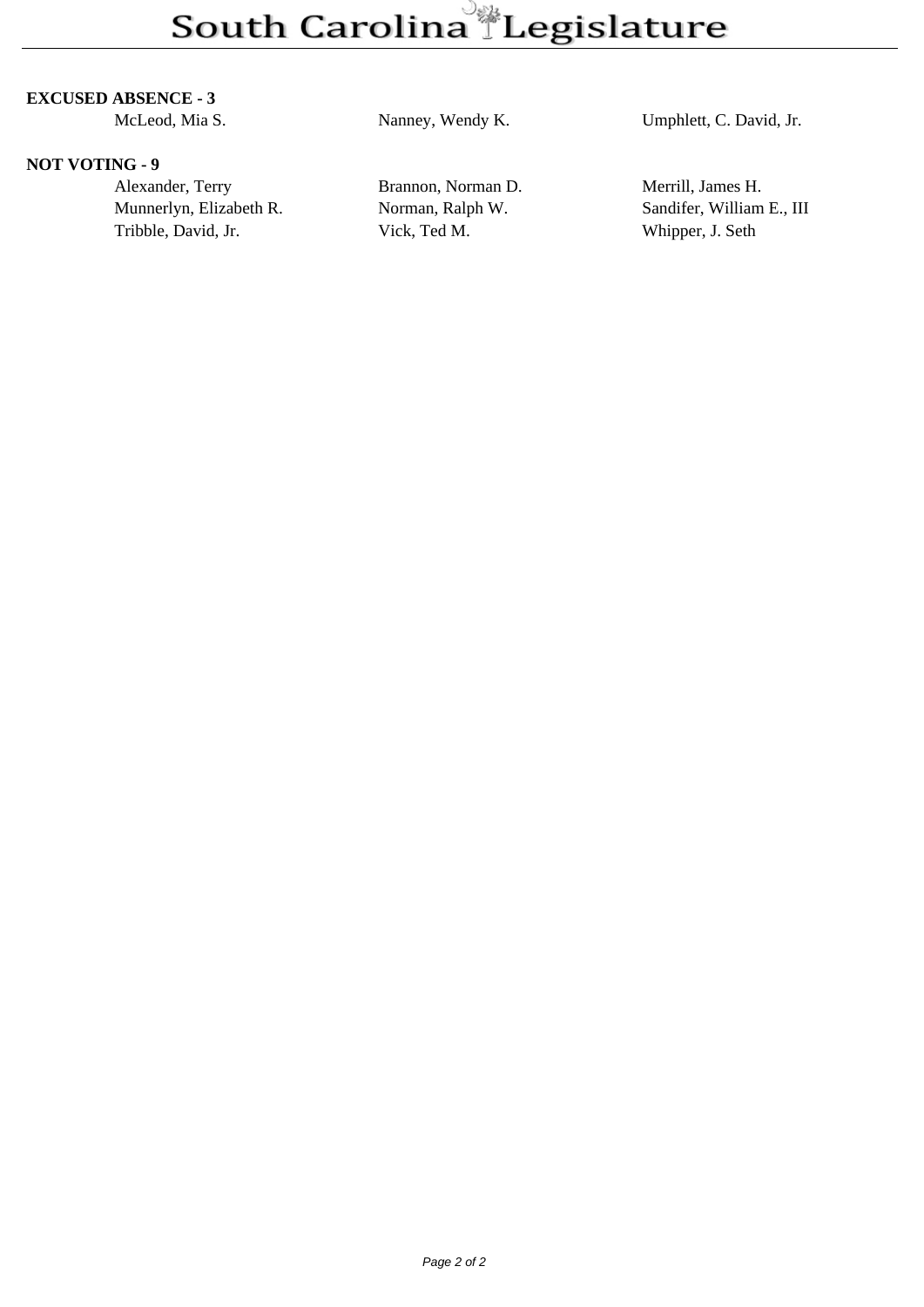**EXCUSED ABSENCE - 3**

| | | |
|---|---|---|
| McLeod, Mia S. | Nanney, Wendy K. | Umphlett, C. David, Jr. |

**NOT VOTING - 9**

| | | |
|---|---|---|
| Alexander, Terry | Brannon, Norman D. | Merrill, James H. |
| Munnerlyn, Elizabeth R. | Norman, Ralph W. | Sandifer, William E., III |
| Tribble, David, Jr. | Vick, Ted M. | Whipper, J. Seth |